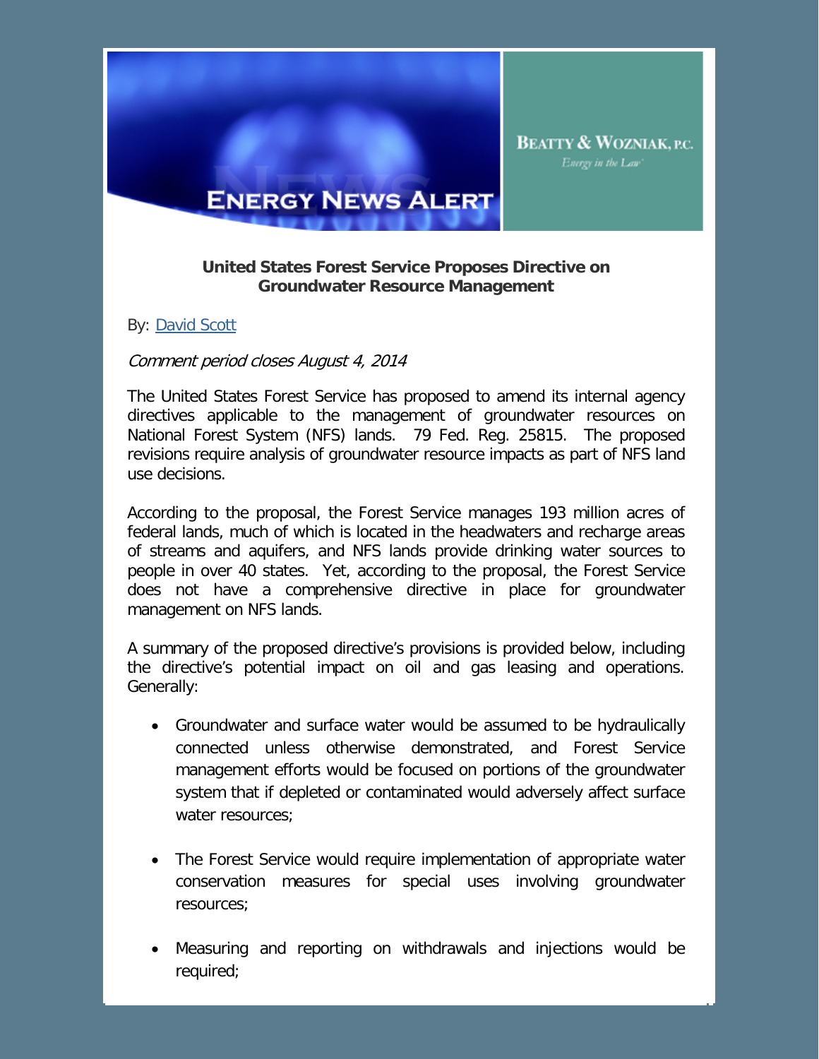**ENERGY NEWS ALERT**

**BEATTY & WOZNIAK, P.C.**
*Energy in the Law*

**United States Forest Service Proposes Directive on Groundwater Resource Management**

By: [David Scott]()

*Comment period closes August 4, 2014*

The United States Forest Service has proposed to amend its internal agency directives applicable to the management of groundwater resources on National Forest System (NFS) lands. 79 Fed. Reg. 25815. The proposed revisions require analysis of groundwater resource impacts as part of NFS land use decisions.

According to the proposal, the Forest Service manages 193 million acres of federal lands, much of which is located in the headwaters and recharge areas of streams and aquifers, and NFS lands provide drinking water sources to people in over 40 states. Yet, according to the proposal, the Forest Service does not have a comprehensive directive in place for groundwater management on NFS lands.

A summary of the proposed directive's provisions is provided below, including the directive's potential impact on oil and gas leasing and operations. Generally:

- Groundwater and surface water would be assumed to be hydraulically connected unless otherwise demonstrated, and Forest Service management efforts would be focused on portions of the groundwater system that if depleted or contaminated would adversely affect surface water resources;
- The Forest Service would require implementation of appropriate water conservation measures for special uses involving groundwater resources;
- Measuring and reporting on withdrawals and injections would be required;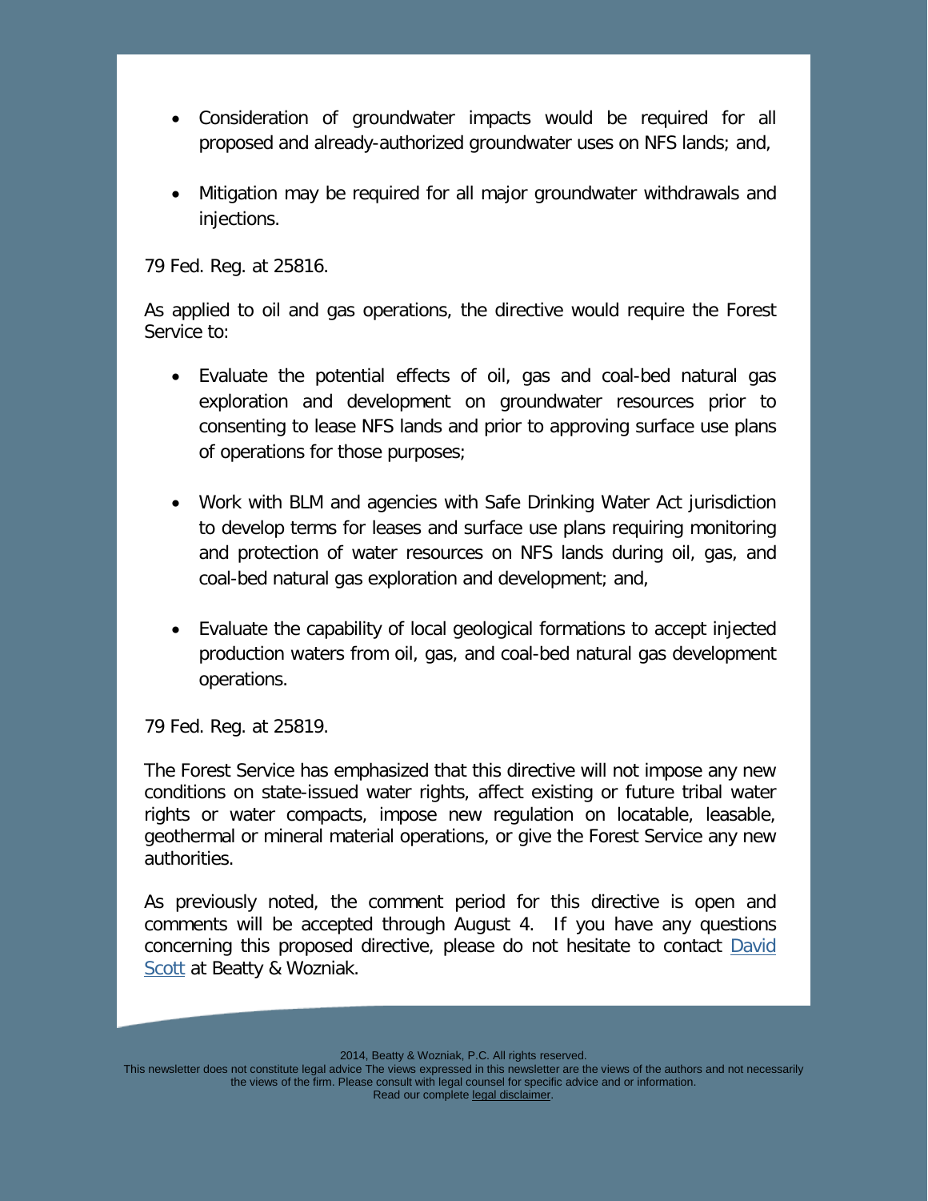- Consideration of groundwater impacts would be required for all proposed and already-authorized groundwater uses on NFS lands; and,
- Mitigation may be required for all major groundwater withdrawals and injections.

79 Fed. Reg. at 25816.

As applied to oil and gas operations, the directive would require the Forest Service to:

- Evaluate the potential effects of oil, gas and coal-bed natural gas exploration and development on groundwater resources prior to consenting to lease NFS lands and prior to approving surface use plans of operations for those purposes;
- Work with BLM and agencies with Safe Drinking Water Act jurisdiction to develop terms for leases and surface use plans requiring monitoring and protection of water resources on NFS lands during oil, gas, and coal-bed natural gas exploration and development; and,
- Evaluate the capability of local geological formations to accept injected production waters from oil, gas, and coal-bed natural gas development operations.

79 Fed. Reg. at 25819.

The Forest Service has emphasized that this directive will not impose any new conditions on state-issued water rights, affect existing or future tribal water rights or water compacts, impose new regulation on locatable, leasable, geothermal or mineral material operations, or give the Forest Service any new authorities.

As previously noted, the comment period for this directive is open and comments will be accepted through August 4. If you have any questions concerning this proposed directive, please do not hesitate to contact David Scott at Beatty & Wozniak.

2014, Beatty & Wozniak, P.C. All rights reserved.
This newsletter does not constitute legal advice The views expressed in this newsletter are the views of the authors and not necessarily the views of the firm. Please consult with legal counsel for specific advice and or information.
Read our complete legal disclaimer.